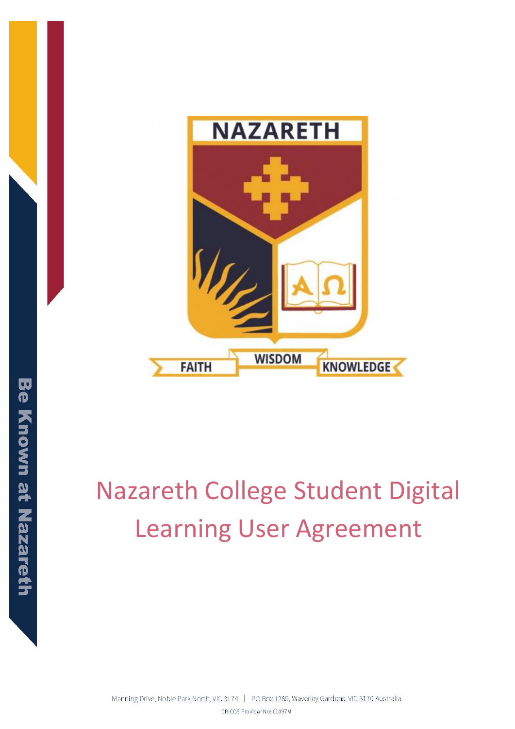NAZARETH

FAITH WISDOM KNOWLEDGE

Be Known at Nazareth

# Nazareth College Student Digital Learning User Agreement

Manning Drive, Noble Park North, VIC 3174 | PO Box 1289, Waverley Gardens, VIC 3170 Australia

CRICOS Provider No: 01097M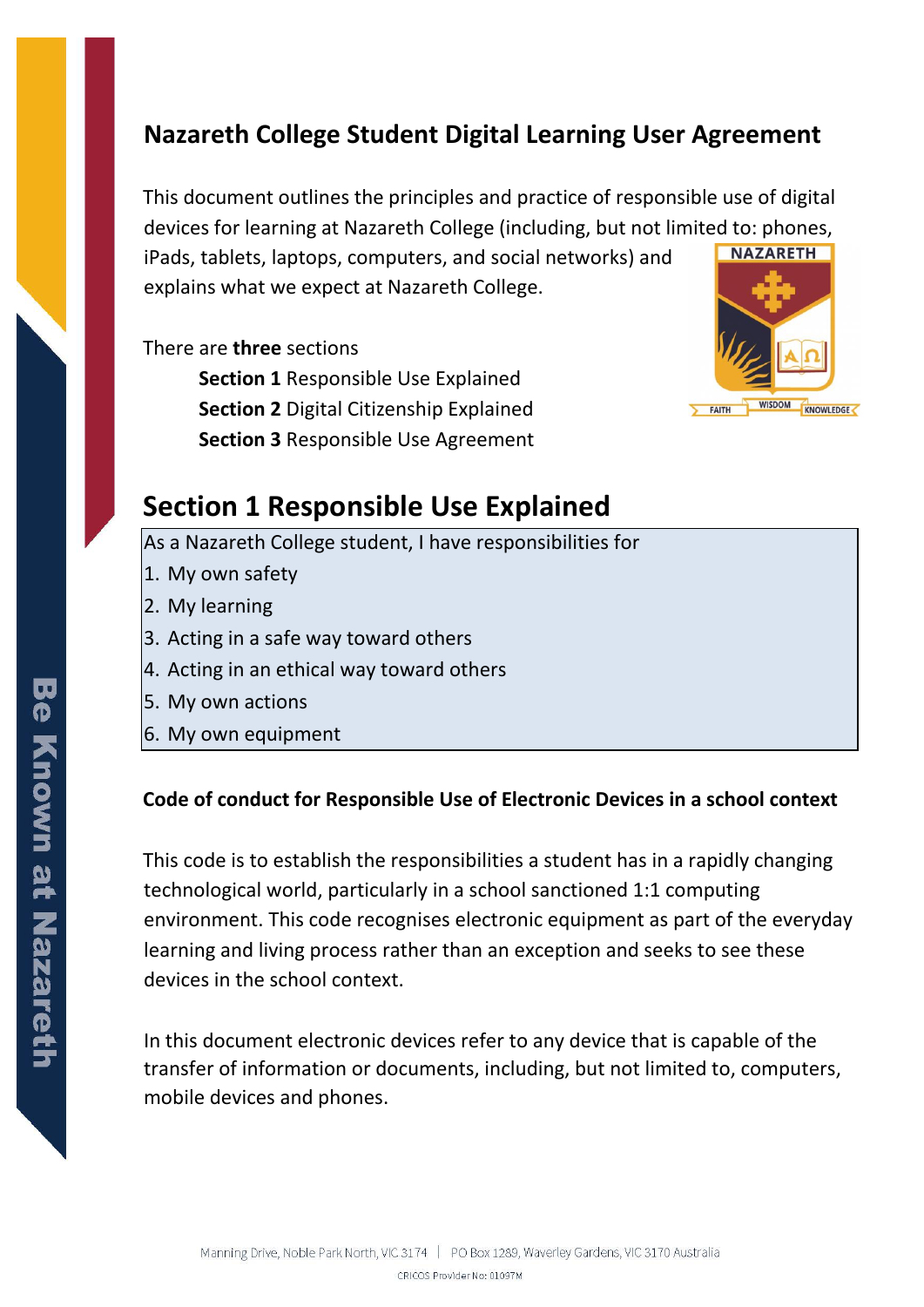# Nazareth College Student Digital Learning User Agreement

This document outlines the principles and practice of responsible use of digital devices for learning at Nazareth College (including, but not limited to: phones, iPads, tablets, laptops, computers, and social networks) and explains what we expect at Nazareth College.

There are **three** sections

- **Section 1** Responsible Use Explained
- **Section 2** Digital Citizenship Explained
- **Section 3** Responsible Use Agreement

## Section 1 Responsible Use Explained

As a Nazareth College student, I have responsibilities for

1. My own safety
2. My learning
3. Acting in a safe way toward others
4. Acting in an ethical way toward others
5. My own actions
6. My own equipment

**Code of conduct for Responsible Use of Electronic Devices in a school context**

This code is to establish the responsibilities a student has in a rapidly changing technological world, particularly in a school sanctioned 1:1 computing environment. This code recognises electronic equipment as part of the everyday learning and living process rather than an exception and seeks to see these devices in the school context.

In this document electronic devices refer to any device that is capable of the transfer of information or documents, including, but not limited to, computers, mobile devices and phones.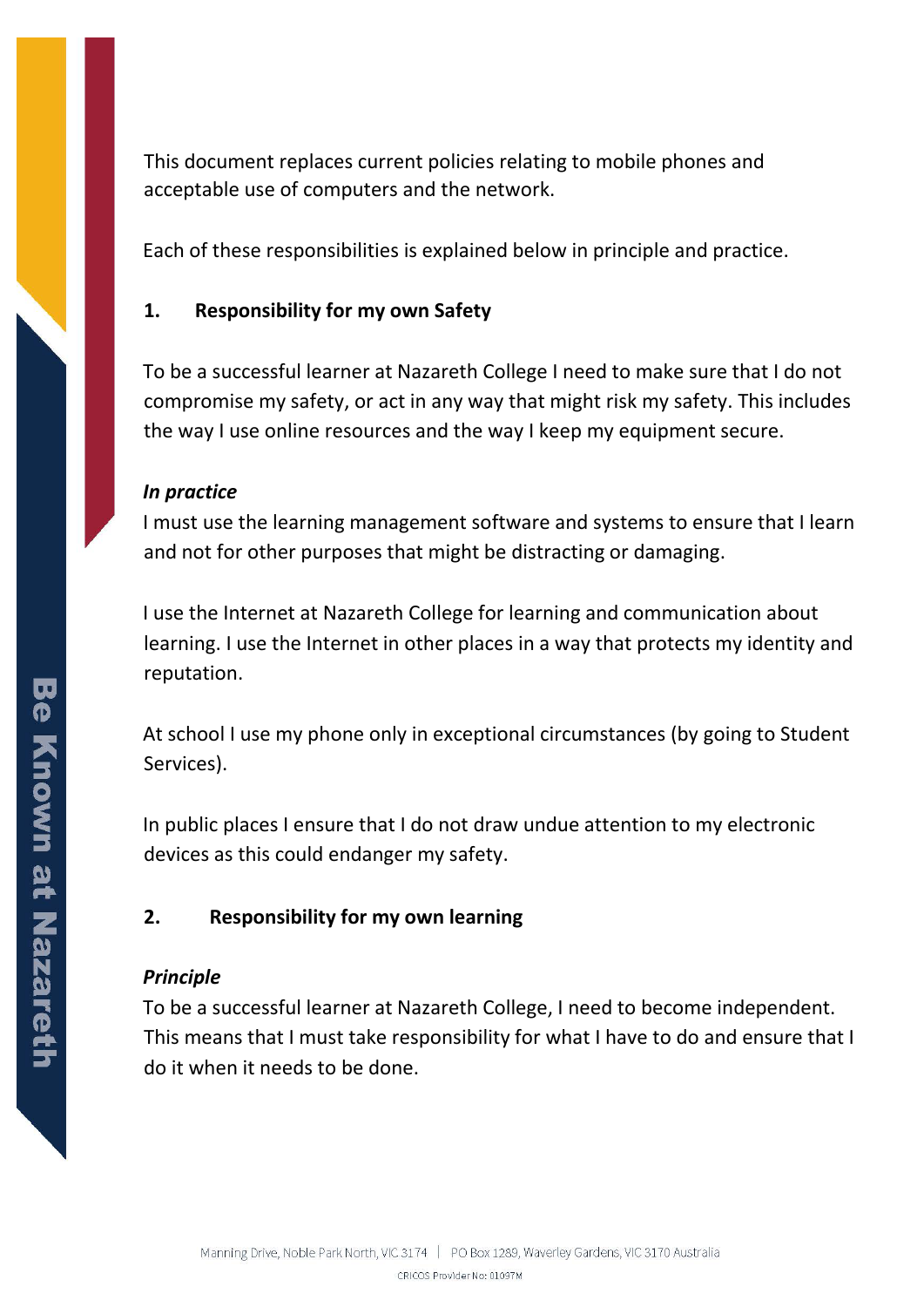This document replaces current policies relating to mobile phones and acceptable use of computers and the network.

Each of these responsibilities is explained below in principle and practice.

### 1. Responsibility for my own Safety

To be a successful learner at Nazareth College I need to make sure that I do not compromise my safety, or act in any way that might risk my safety. This includes the way I use online resources and the way I keep my equipment secure.

***In practice***

I must use the learning management software and systems to ensure that I learn and not for other purposes that might be distracting or damaging.

I use the Internet at Nazareth College for learning and communication about learning. I use the Internet in other places in a way that protects my identity and reputation.

At school I use my phone only in exceptional circumstances (by going to Student Services).

In public places I ensure that I do not draw undue attention to my electronic devices as this could endanger my safety.

### 2. Responsibility for my own learning

***Principle***

To be a successful learner at Nazareth College, I need to become independent. This means that I must take responsibility for what I have to do and ensure that I do it when it needs to be done.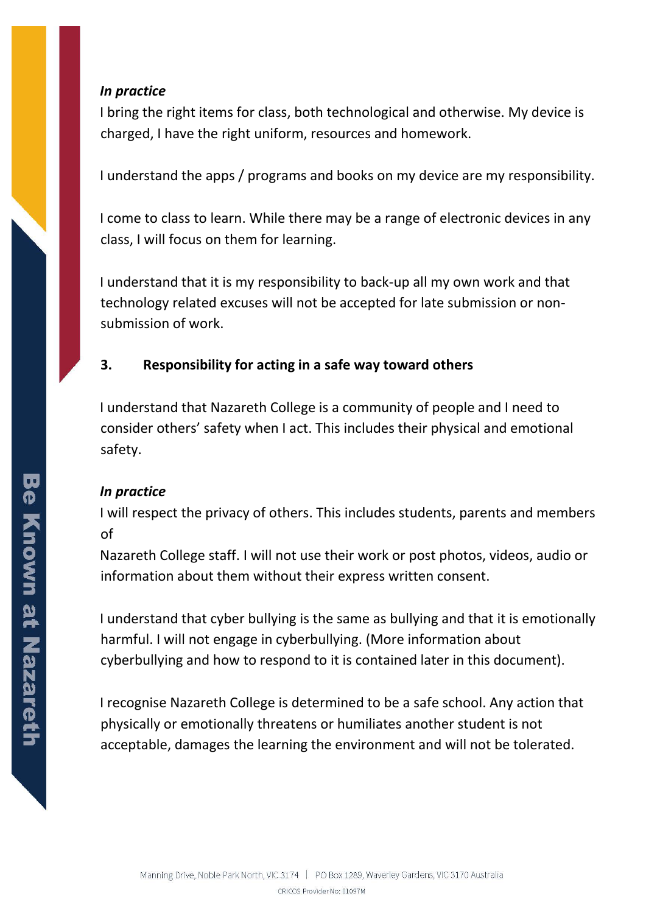***In practice***

I bring the right items for class, both technological and otherwise. My device is charged, I have the right uniform, resources and homework.

I understand the apps / programs and books on my device are my responsibility.

I come to class to learn. While there may be a range of electronic devices in any class, I will focus on them for learning.

I understand that it is my responsibility to back-up all my own work and that technology related excuses will not be accepted for late submission or non-submission of work.

### 3. Responsibility for acting in a safe way toward others

I understand that Nazareth College is a community of people and I need to consider others' safety when I act. This includes their physical and emotional safety.

***In practice***

I will respect the privacy of others. This includes students, parents and members of Nazareth College staff. I will not use their work or post photos, videos, audio or information about them without their express written consent.

I understand that cyber bullying is the same as bullying and that it is emotionally harmful. I will not engage in cyberbullying. (More information about cyberbullying and how to respond to it is contained later in this document).

I recognise Nazareth College is determined to be a safe school. Any action that physically or emotionally threatens or humiliates another student is not acceptable, damages the learning the environment and will not be tolerated.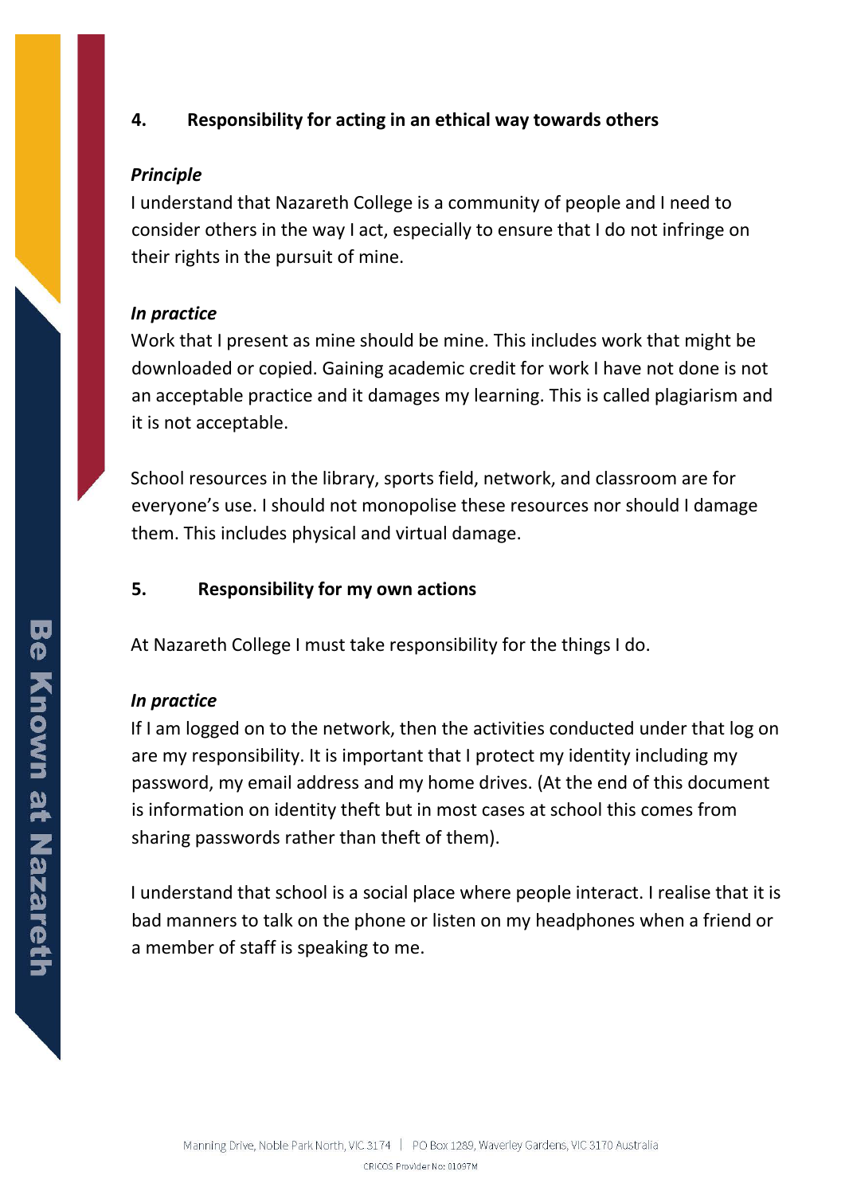## 4. Responsibility for acting in an ethical way towards others

***Principle***

I understand that Nazareth College is a community of people and I need to consider others in the way I act, especially to ensure that I do not infringe on their rights in the pursuit of mine.

***In practice***

Work that I present as mine should be mine. This includes work that might be downloaded or copied. Gaining academic credit for work I have not done is not an acceptable practice and it damages my learning. This is called plagiarism and it is not acceptable.

School resources in the library, sports field, network, and classroom are for everyone's use. I should not monopolise these resources nor should I damage them. This includes physical and virtual damage.

## 5. Responsibility for my own actions

At Nazareth College I must take responsibility for the things I do.

***In practice***

If I am logged on to the network, then the activities conducted under that log on are my responsibility. It is important that I protect my identity including my password, my email address and my home drives. (At the end of this document is information on identity theft but in most cases at school this comes from sharing passwords rather than theft of them).

I understand that school is a social place where people interact. I realise that it is bad manners to talk on the phone or listen on my headphones when a friend or a member of staff is speaking to me.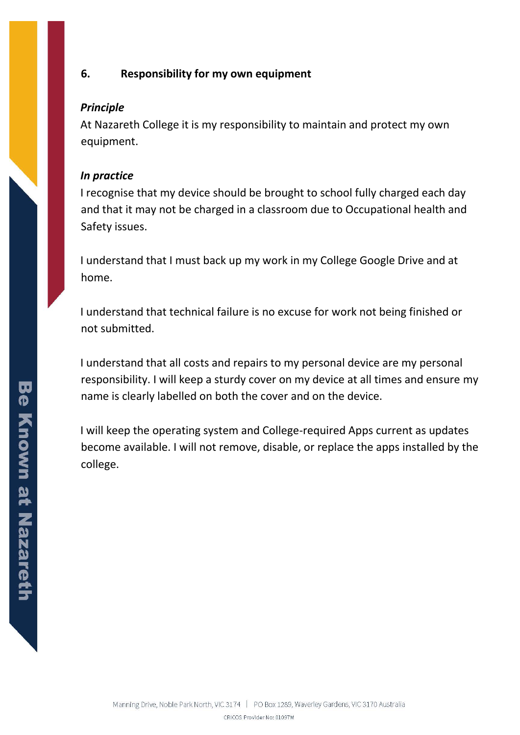## 6. Responsibility for my own equipment

***Principle***

At Nazareth College it is my responsibility to maintain and protect my own equipment.

***In practice***

I recognise that my device should be brought to school fully charged each day and that it may not be charged in a classroom due to Occupational health and Safety issues.

I understand that I must back up my work in my College Google Drive and at home.

I understand that technical failure is no excuse for work not being finished or not submitted.

I understand that all costs and repairs to my personal device are my personal responsibility. I will keep a sturdy cover on my device at all times and ensure my name is clearly labelled on both the cover and on the device.

I will keep the operating system and College-required Apps current as updates become available. I will not remove, disable, or replace the apps installed by the college.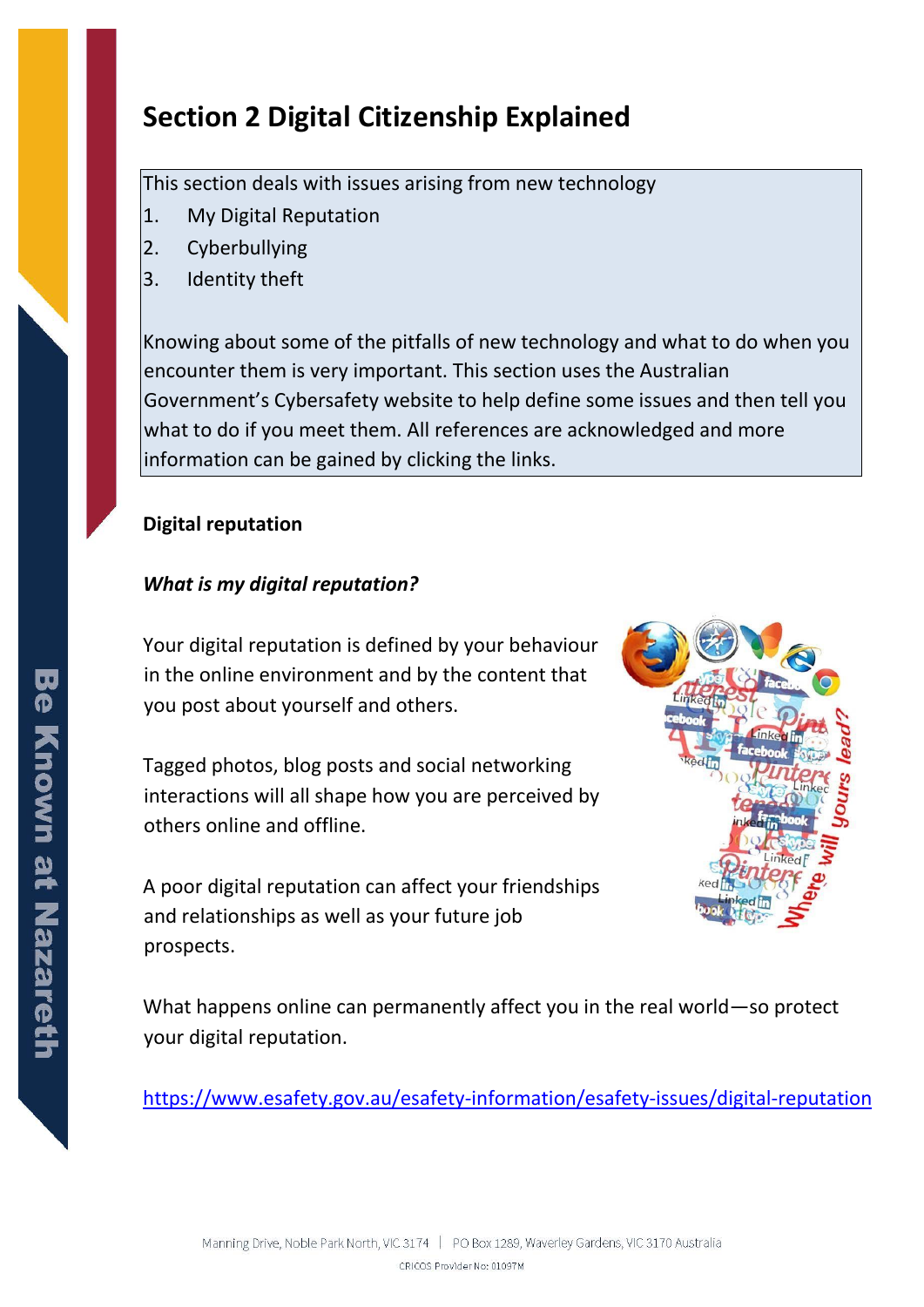# Section 2 Digital Citizenship Explained

This section deals with issues arising from new technology

1. My Digital Reputation
2. Cyberbullying
3. Identity theft

Knowing about some of the pitfalls of new technology and what to do when you encounter them is very important. This section uses the Australian Government's Cybersafety website to help define some issues and then tell you what to do if you meet them. All references are acknowledged and more information can be gained by clicking the links.

**Digital reputation**

***What is my digital reputation?***

Your digital reputation is defined by your behaviour in the online environment and by the content that you post about yourself and others.

Tagged photos, blog posts and social networking interactions will all shape how you are perceived by others online and offline.

A poor digital reputation can affect your friendships and relationships as well as your future job prospects.

What happens online can permanently affect you in the real world—so protect your digital reputation.

https://www.esafety.gov.au/esafety-information/esafety-issues/digital-reputation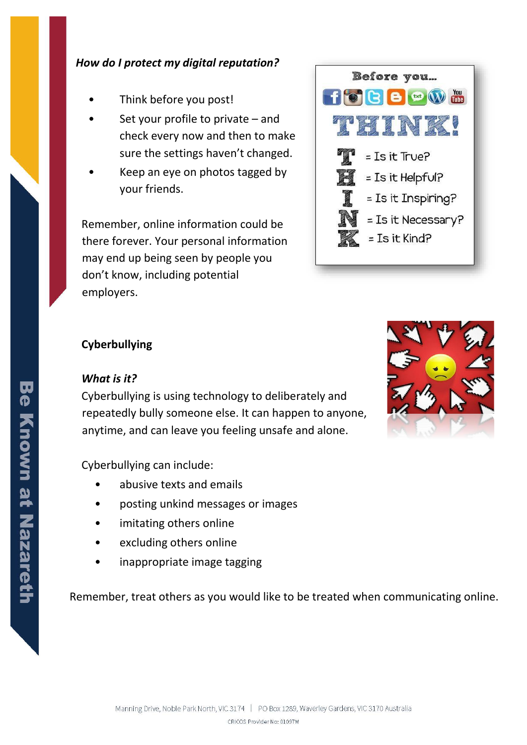*How do I protect my digital reputation?*

- Think before you post!
- Set your profile to private – and check every now and then to make sure the settings haven't changed.
- Keep an eye on photos tagged by your friends.

Remember, online information could be there forever. Your personal information may end up being seen by people you don't know, including potential employers.

Before you...

THINK!

T = Is it True?
H = Is it Helpful?
I = Is it Inspiring?
N = Is it Necessary?
K = Is it Kind?

**Cyberbullying**

***What is it?***

Cyberbullying is using technology to deliberately and repeatedly bully someone else. It can happen to anyone, anytime, and can leave you feeling unsafe and alone.

Cyberbullying can include:

- abusive texts and emails
- posting unkind messages or images
- imitating others online
- excluding others online
- inappropriate image tagging

Remember, treat others as you would like to be treated when communicating online.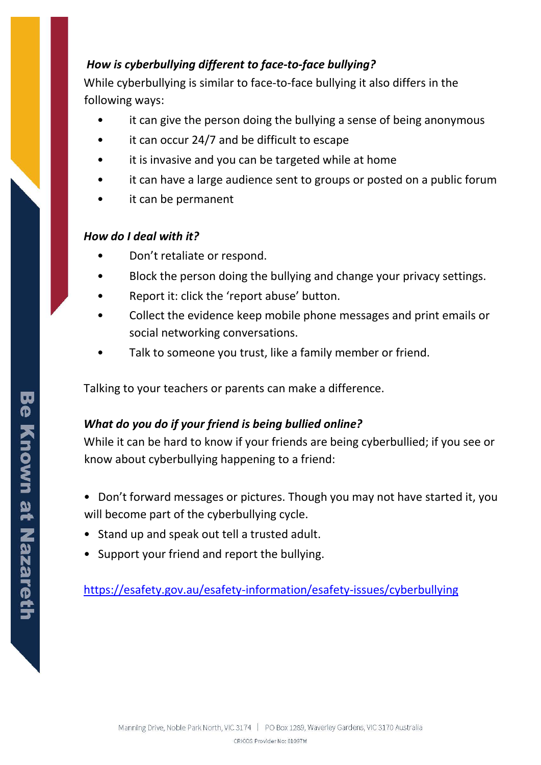***How is cyberbullying different to face-to-face bullying?***

While cyberbullying is similar to face-to-face bullying it also differs in the following ways:

- it can give the person doing the bullying a sense of being anonymous
- it can occur 24/7 and be difficult to escape
- it is invasive and you can be targeted while at home
- it can have a large audience sent to groups or posted on a public forum
- it can be permanent

***How do I deal with it?***

- Don't retaliate or respond.
- Block the person doing the bullying and change your privacy settings.
- Report it: click the 'report abuse' button.
- Collect the evidence keep mobile phone messages and print emails or social networking conversations.
- Talk to someone you trust, like a family member or friend.

Talking to your teachers or parents can make a difference.

***What do you do if your friend is being bullied online?***

While it can be hard to know if your friends are being cyberbullied; if you see or know about cyberbullying happening to a friend:

- Don't forward messages or pictures. Though you may not have started it, you will become part of the cyberbullying cycle.
- Stand up and speak out tell a trusted adult.
- Support your friend and report the bullying.

https://esafety.gov.au/esafety-information/esafety-issues/cyberbullying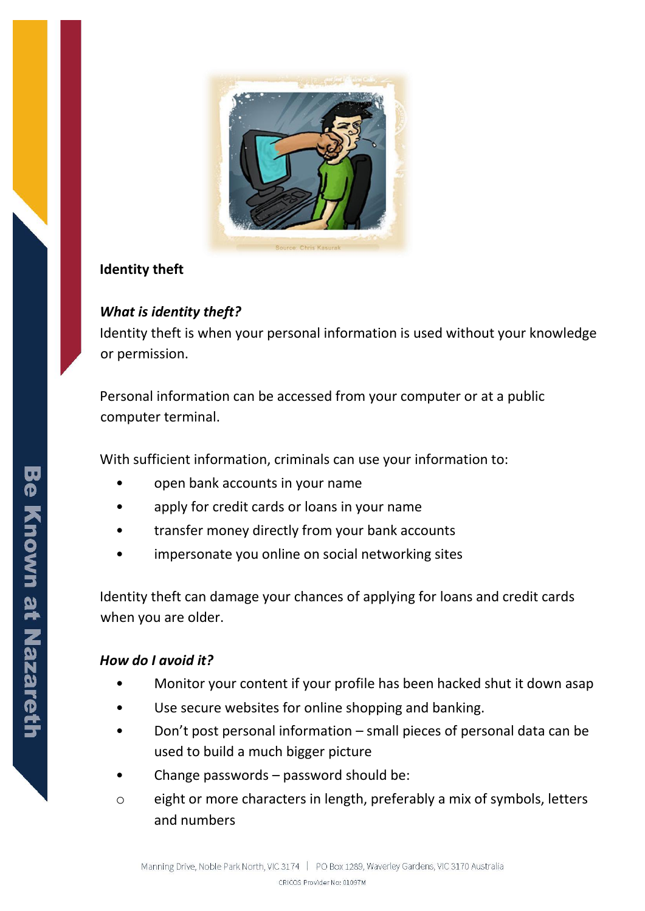Source: Chris Kasurak

**Identity theft**

***What is identity theft?***

Identity theft is when your personal information is used without your knowledge or permission.

Personal information can be accessed from your computer or at a public computer terminal.

With sufficient information, criminals can use your information to:

- open bank accounts in your name
- apply for credit cards or loans in your name
- transfer money directly from your bank accounts
- impersonate you online on social networking sites

Identity theft can damage your chances of applying for loans and credit cards when you are older.

***How do I avoid it?***

- Monitor your content if your profile has been hacked shut it down asap
- Use secure websites for online shopping and banking.
- Don't post personal information – small pieces of personal data can be used to build a much bigger picture
- Change passwords – password should be:
  - eight or more characters in length, preferably a mix of symbols, letters and numbers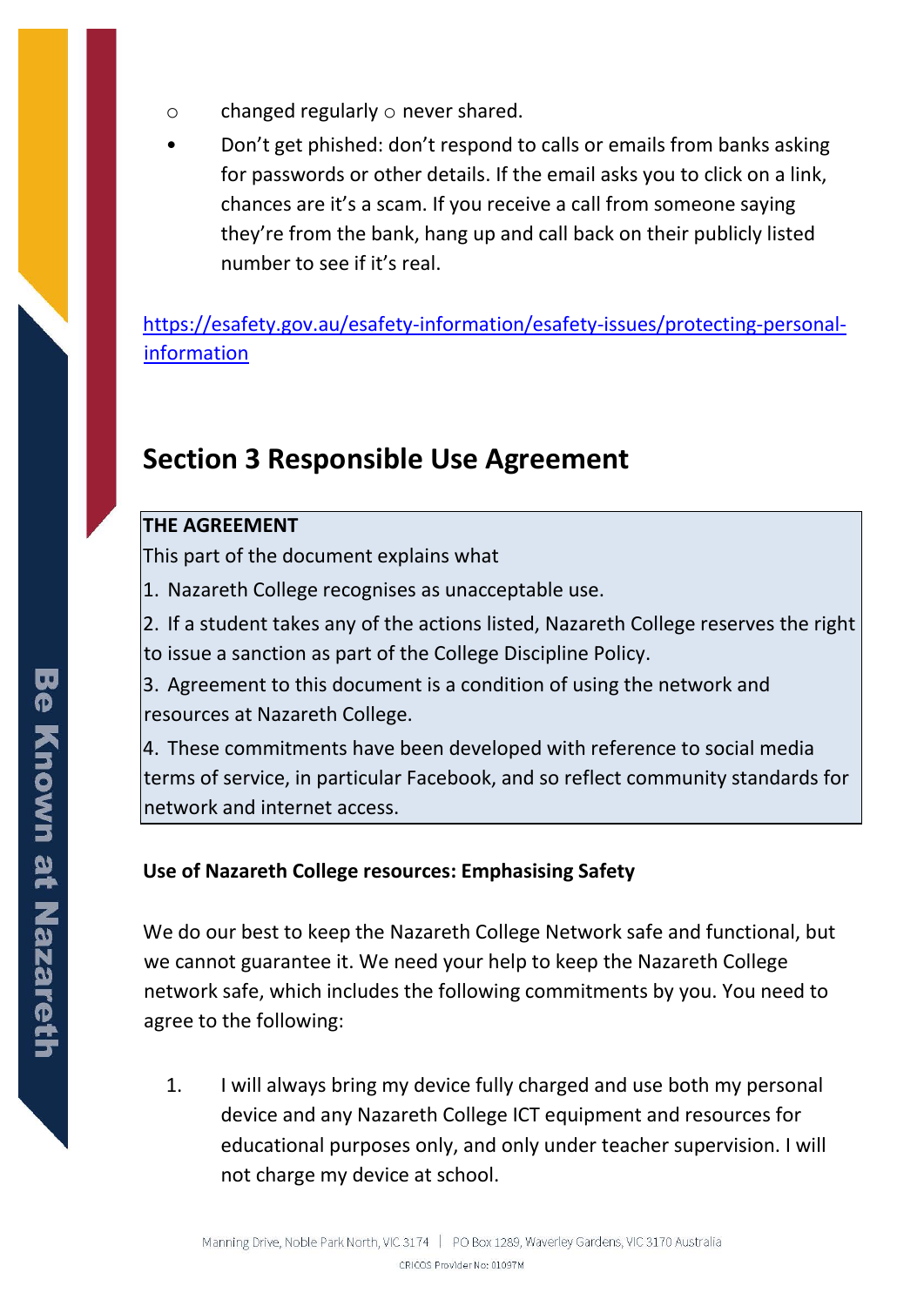- changed regularly ○ never shared.

- Don't get phished: don't respond to calls or emails from banks asking for passwords or other details. If the email asks you to click on a link, chances are it's a scam. If you receive a call from someone saying they're from the bank, hang up and call back on their publicly listed number to see if it's real.

https://esafety.gov.au/esafety-information/esafety-issues/protecting-personal-information

## Section 3 Responsible Use Agreement

**THE AGREEMENT**

This part of the document explains what

1. Nazareth College recognises as unacceptable use.
2. If a student takes any of the actions listed, Nazareth College reserves the right to issue a sanction as part of the College Discipline Policy.
3. Agreement to this document is a condition of using the network and resources at Nazareth College.
4. These commitments have been developed with reference to social media terms of service, in particular Facebook, and so reflect community standards for network and internet access.

**Use of Nazareth College resources: Emphasising Safety**

We do our best to keep the Nazareth College Network safe and functional, but we cannot guarantee it. We need your help to keep the Nazareth College network safe, which includes the following commitments by you. You need to agree to the following:

1. I will always bring my device fully charged and use both my personal device and any Nazareth College ICT equipment and resources for educational purposes only, and only under teacher supervision. I will not charge my device at school.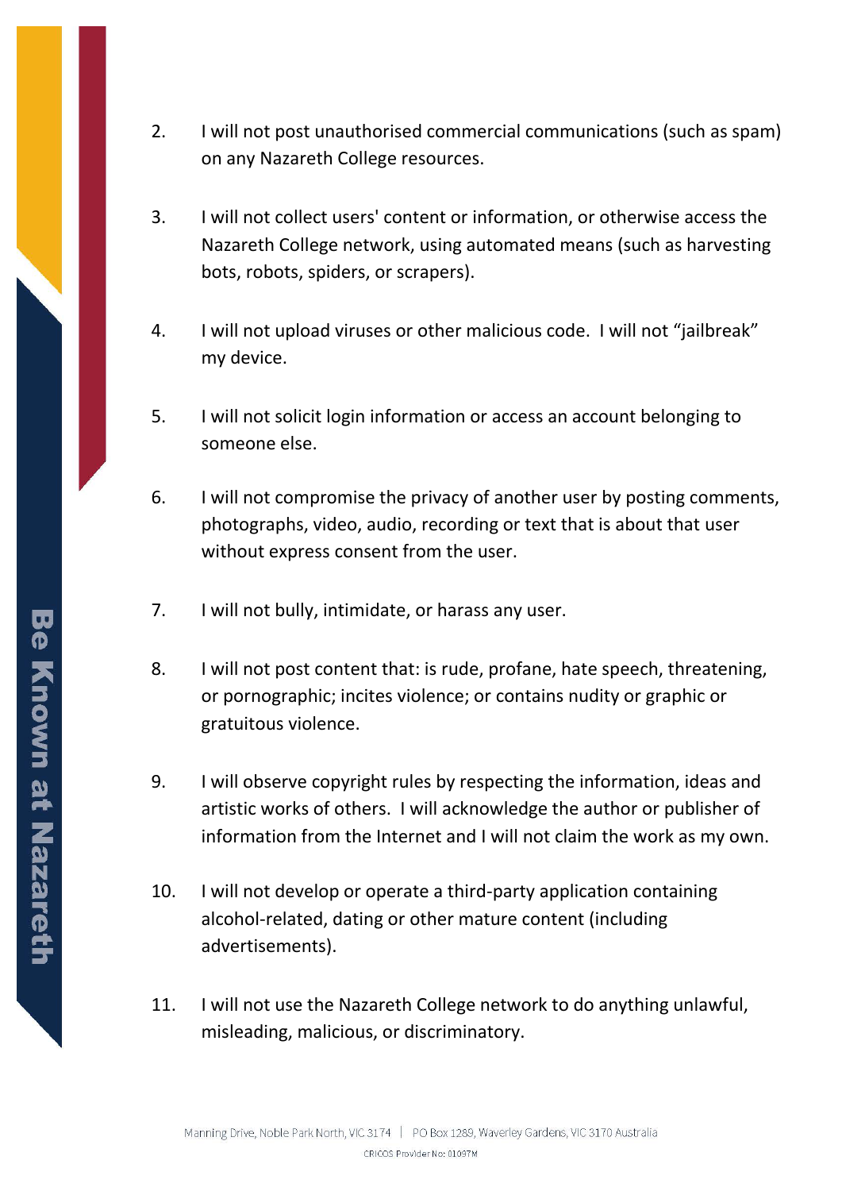2. I will not post unauthorised commercial communications (such as spam) on any Nazareth College resources.

3. I will not collect users' content or information, or otherwise access the Nazareth College network, using automated means (such as harvesting bots, robots, spiders, or scrapers).

4. I will not upload viruses or other malicious code. I will not "jailbreak" my device.

5. I will not solicit login information or access an account belonging to someone else.

6. I will not compromise the privacy of another user by posting comments, photographs, video, audio, recording or text that is about that user without express consent from the user.

7. I will not bully, intimidate, or harass any user.

8. I will not post content that: is rude, profane, hate speech, threatening, or pornographic; incites violence; or contains nudity or graphic or gratuitous violence.

9. I will observe copyright rules by respecting the information, ideas and artistic works of others. I will acknowledge the author or publisher of information from the Internet and I will not claim the work as my own.

10. I will not develop or operate a third-party application containing alcohol-related, dating or other mature content (including advertisements).

11. I will not use the Nazareth College network to do anything unlawful, misleading, malicious, or discriminatory.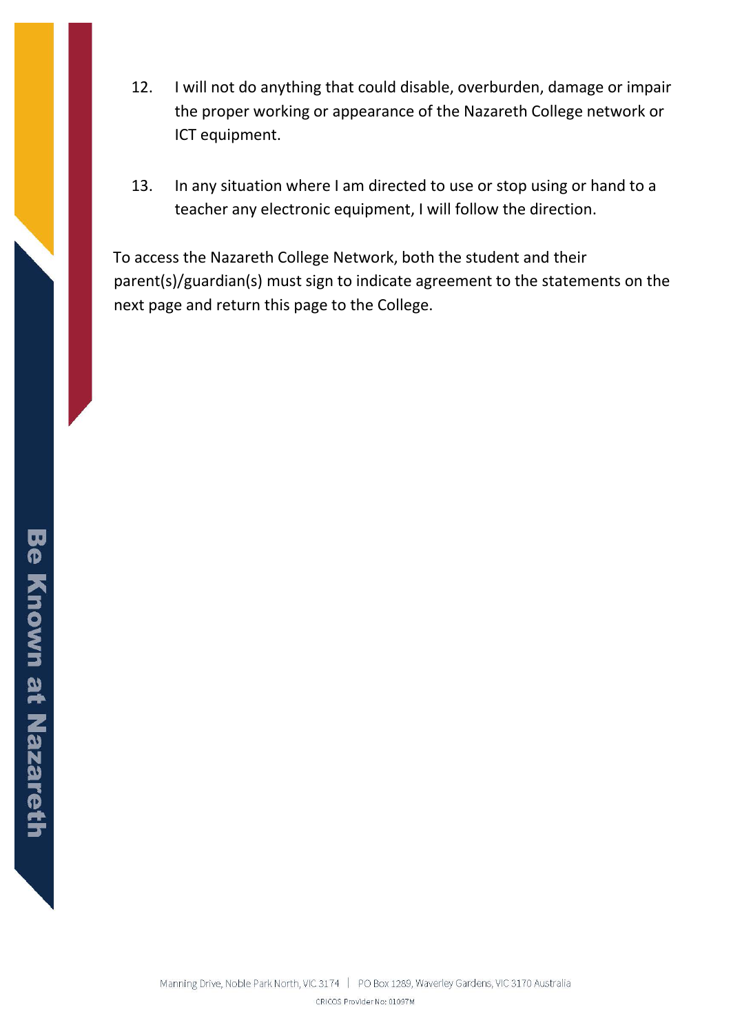12. I will not do anything that could disable, overburden, damage or impair the proper working or appearance of the Nazareth College network or ICT equipment.

13. In any situation where I am directed to use or stop using or hand to a teacher any electronic equipment, I will follow the direction.

To access the Nazareth College Network, both the student and their parent(s)/guardian(s) must sign to indicate agreement to the statements on the next page and return this page to the College.